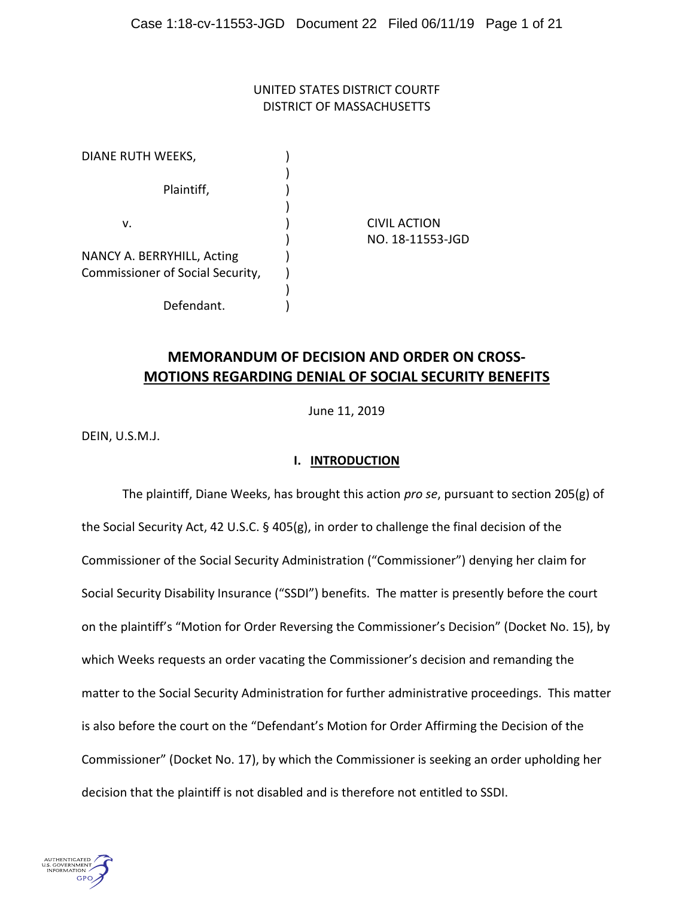UNITED STATES DISTRICT COURTF
DISTRICT OF MASSACHUSETTS

| | | |
|---|---|---|
| DIANE RUTH WEEKS, | ) | |
| | ) | |
| Plaintiff, | ) | |
| | ) | |
| v. | ) | CIVIL ACTION |
| | ) | NO. 18-11553-JGD |
| NANCY A. BERRYHILL, Acting | ) | |
| Commissioner of Social Security, | ) | |
| | ) | |
| Defendant. | ) | |

# MEMORANDUM OF DECISION AND ORDER ON CROSS-MOTIONS REGARDING DENIAL OF SOCIAL SECURITY BENEFITS

June 11, 2019

DEIN, U.S.M.J.

## I. INTRODUCTION

The plaintiff, Diane Weeks, has brought this action *pro se*, pursuant to section 205(g) of the Social Security Act, 42 U.S.C. § 405(g), in order to challenge the final decision of the Commissioner of the Social Security Administration ("Commissioner") denying her claim for Social Security Disability Insurance ("SSDI") benefits. The matter is presently before the court on the plaintiff's "Motion for Order Reversing the Commissioner's Decision" (Docket No. 15), by which Weeks requests an order vacating the Commissioner's decision and remanding the matter to the Social Security Administration for further administrative proceedings. This matter is also before the court on the "Defendant's Motion for Order Affirming the Decision of the Commissioner" (Docket No. 17), by which the Commissioner is seeking an order upholding her decision that the plaintiff is not disabled and is therefore not entitled to SSDI.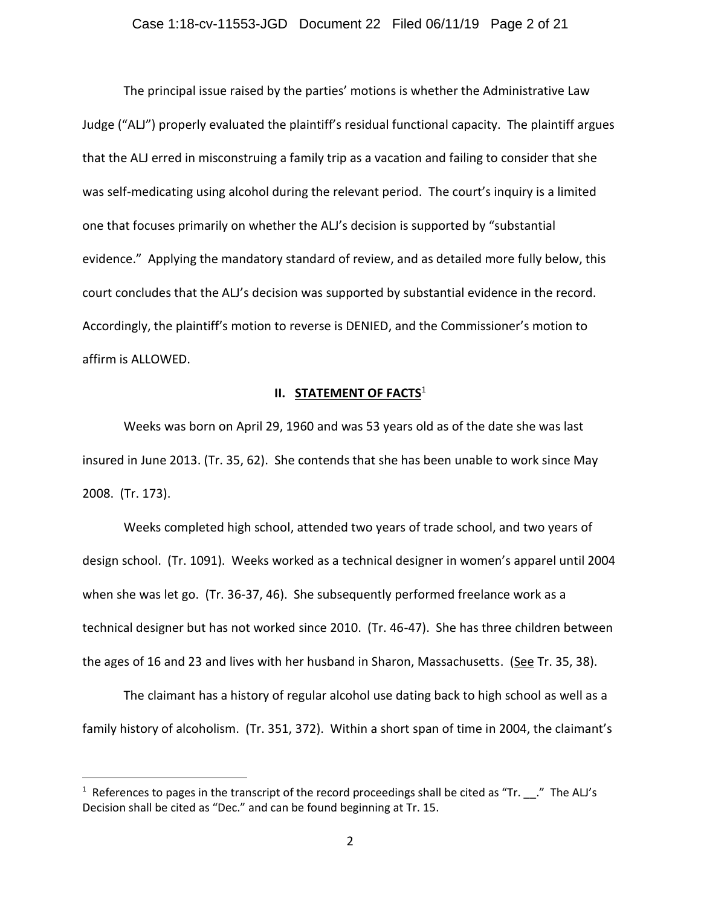The principal issue raised by the parties' motions is whether the Administrative Law Judge ("ALJ") properly evaluated the plaintiff's residual functional capacity. The plaintiff argues that the ALJ erred in misconstruing a family trip as a vacation and failing to consider that she was self-medicating using alcohol during the relevant period. The court's inquiry is a limited one that focuses primarily on whether the ALJ's decision is supported by "substantial evidence." Applying the mandatory standard of review, and as detailed more fully below, this court concludes that the ALJ's decision was supported by substantial evidence in the record. Accordingly, the plaintiff's motion to reverse is DENIED, and the Commissioner's motion to affirm is ALLOWED.

## II. STATEMENT OF FACTS[1]

Weeks was born on April 29, 1960 and was 53 years old as of the date she was last insured in June 2013. (Tr. 35, 62). She contends that she has been unable to work since May 2008. (Tr. 173).

Weeks completed high school, attended two years of trade school, and two years of design school. (Tr. 1091). Weeks worked as a technical designer in women's apparel until 2004 when she was let go. (Tr. 36-37, 46). She subsequently performed freelance work as a technical designer but has not worked since 2010. (Tr. 46-47). She has three children between the ages of 16 and 23 and lives with her husband in Sharon, Massachusetts. (See Tr. 35, 38).

The claimant has a history of regular alcohol use dating back to high school as well as a family history of alcoholism. (Tr. 351, 372). Within a short span of time in 2004, the claimant's

---

[1] References to pages in the transcript of the record proceedings shall be cited as "Tr. \_\_." The ALJ's Decision shall be cited as "Dec." and can be found beginning at Tr. 15.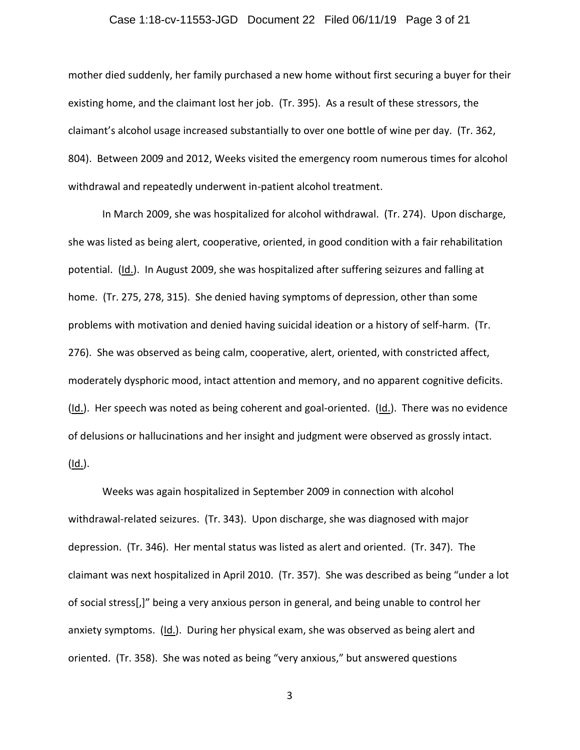mother died suddenly, her family purchased a new home without first securing a buyer for their existing home, and the claimant lost her job. (Tr. 395). As a result of these stressors, the claimant's alcohol usage increased substantially to over one bottle of wine per day. (Tr. 362, 804). Between 2009 and 2012, Weeks visited the emergency room numerous times for alcohol withdrawal and repeatedly underwent in-patient alcohol treatment.

In March 2009, she was hospitalized for alcohol withdrawal. (Tr. 274). Upon discharge, she was listed as being alert, cooperative, oriented, in good condition with a fair rehabilitation potential. (Id.). In August 2009, she was hospitalized after suffering seizures and falling at home. (Tr. 275, 278, 315). She denied having symptoms of depression, other than some problems with motivation and denied having suicidal ideation or a history of self-harm. (Tr. 276). She was observed as being calm, cooperative, alert, oriented, with constricted affect, moderately dysphoric mood, intact attention and memory, and no apparent cognitive deficits. (Id.). Her speech was noted as being coherent and goal-oriented. (Id.). There was no evidence of delusions or hallucinations and her insight and judgment were observed as grossly intact. (Id.).

Weeks was again hospitalized in September 2009 in connection with alcohol withdrawal-related seizures. (Tr. 343). Upon discharge, she was diagnosed with major depression. (Tr. 346). Her mental status was listed as alert and oriented. (Tr. 347). The claimant was next hospitalized in April 2010. (Tr. 357). She was described as being "under a lot of social stress[,]" being a very anxious person in general, and being unable to control her anxiety symptoms. (Id.). During her physical exam, she was observed as being alert and oriented. (Tr. 358). She was noted as being "very anxious," but answered questions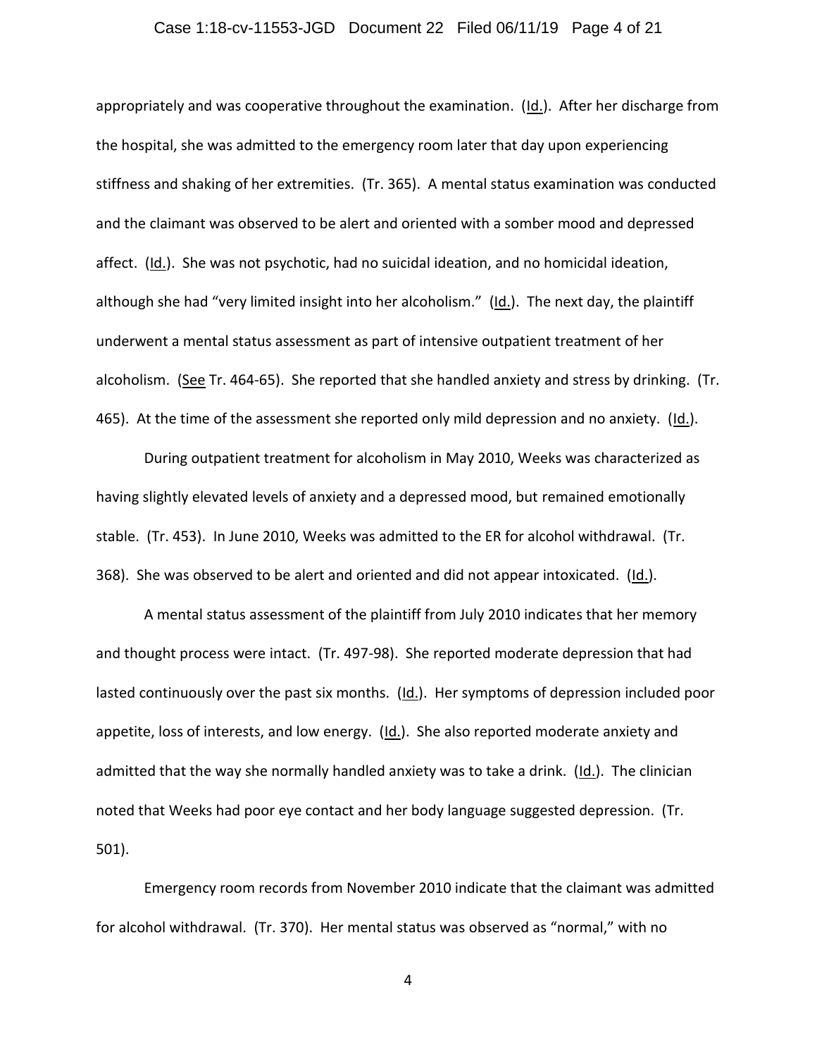appropriately and was cooperative throughout the examination. (Id.). After her discharge from the hospital, she was admitted to the emergency room later that day upon experiencing stiffness and shaking of her extremities. (Tr. 365). A mental status examination was conducted and the claimant was observed to be alert and oriented with a somber mood and depressed affect. (Id.). She was not psychotic, had no suicidal ideation, and no homicidal ideation, although she had "very limited insight into her alcoholism." (Id.). The next day, the plaintiff underwent a mental status assessment as part of intensive outpatient treatment of her alcoholism. (See Tr. 464-65). She reported that she handled anxiety and stress by drinking. (Tr. 465). At the time of the assessment she reported only mild depression and no anxiety. (Id.).

During outpatient treatment for alcoholism in May 2010, Weeks was characterized as having slightly elevated levels of anxiety and a depressed mood, but remained emotionally stable. (Tr. 453). In June 2010, Weeks was admitted to the ER for alcohol withdrawal. (Tr. 368). She was observed to be alert and oriented and did not appear intoxicated. (Id.).

A mental status assessment of the plaintiff from July 2010 indicates that her memory and thought process were intact. (Tr. 497-98). She reported moderate depression that had lasted continuously over the past six months. (Id.). Her symptoms of depression included poor appetite, loss of interests, and low energy. (Id.). She also reported moderate anxiety and admitted that the way she normally handled anxiety was to take a drink. (Id.). The clinician noted that Weeks had poor eye contact and her body language suggested depression. (Tr. 501).

Emergency room records from November 2010 indicate that the claimant was admitted for alcohol withdrawal. (Tr. 370). Her mental status was observed as "normal," with no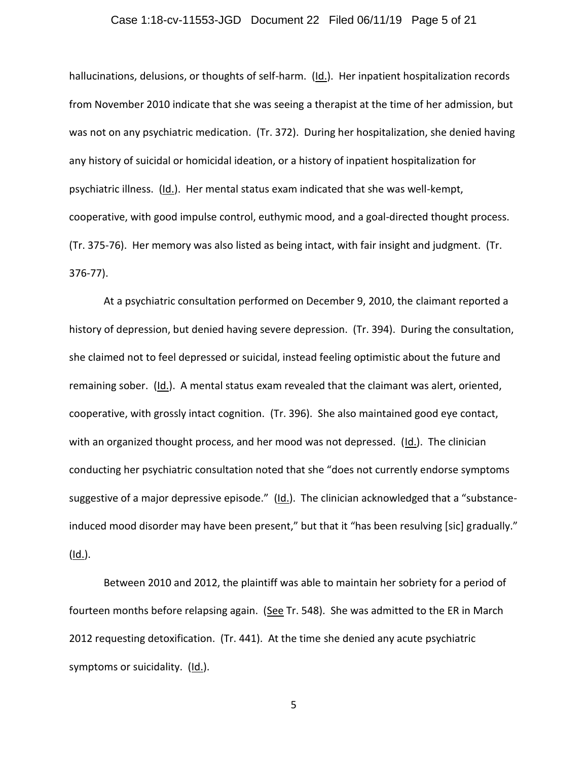hallucinations, delusions, or thoughts of self-harm. (Id.). Her inpatient hospitalization records from November 2010 indicate that she was seeing a therapist at the time of her admission, but was not on any psychiatric medication. (Tr. 372). During her hospitalization, she denied having any history of suicidal or homicidal ideation, or a history of inpatient hospitalization for psychiatric illness. (Id.). Her mental status exam indicated that she was well-kempt, cooperative, with good impulse control, euthymic mood, and a goal-directed thought process. (Tr. 375-76). Her memory was also listed as being intact, with fair insight and judgment. (Tr. 376-77).

At a psychiatric consultation performed on December 9, 2010, the claimant reported a history of depression, but denied having severe depression. (Tr. 394). During the consultation, she claimed not to feel depressed or suicidal, instead feeling optimistic about the future and remaining sober. (Id.). A mental status exam revealed that the claimant was alert, oriented, cooperative, with grossly intact cognition. (Tr. 396). She also maintained good eye contact, with an organized thought process, and her mood was not depressed. (Id.). The clinician conducting her psychiatric consultation noted that she "does not currently endorse symptoms suggestive of a major depressive episode." (Id.). The clinician acknowledged that a "substance-induced mood disorder may have been present," but that it "has been resolving [sic] gradually." (Id.).

Between 2010 and 2012, the plaintiff was able to maintain her sobriety for a period of fourteen months before relapsing again. (See Tr. 548). She was admitted to the ER in March 2012 requesting detoxification. (Tr. 441). At the time she denied any acute psychiatric symptoms or suicidality. (Id.).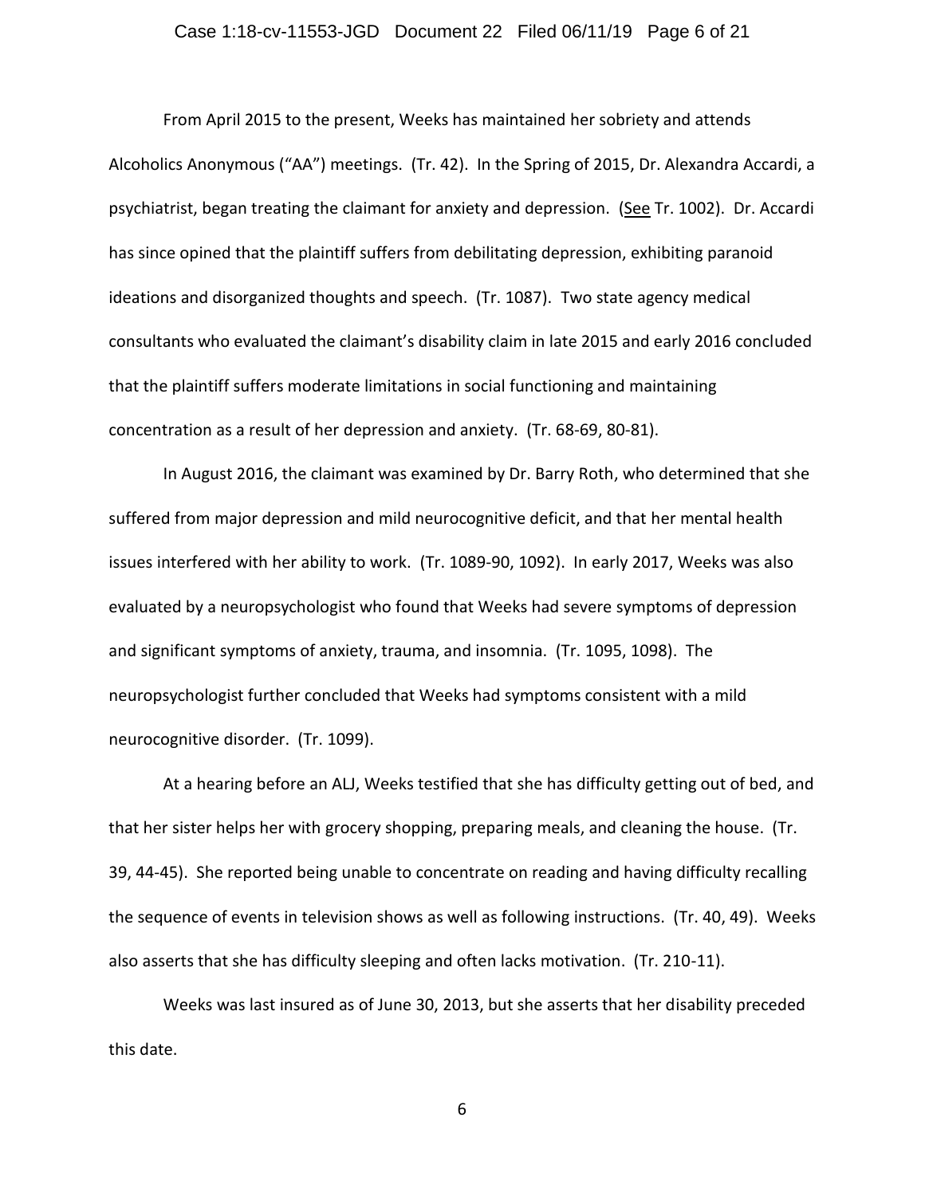From April 2015 to the present, Weeks has maintained her sobriety and attends Alcoholics Anonymous ("AA") meetings. (Tr. 42). In the Spring of 2015, Dr. Alexandra Accardi, a psychiatrist, began treating the claimant for anxiety and depression. (See Tr. 1002). Dr. Accardi has since opined that the plaintiff suffers from debilitating depression, exhibiting paranoid ideations and disorganized thoughts and speech. (Tr. 1087). Two state agency medical consultants who evaluated the claimant's disability claim in late 2015 and early 2016 concluded that the plaintiff suffers moderate limitations in social functioning and maintaining concentration as a result of her depression and anxiety. (Tr. 68-69, 80-81).

In August 2016, the claimant was examined by Dr. Barry Roth, who determined that she suffered from major depression and mild neurocognitive deficit, and that her mental health issues interfered with her ability to work. (Tr. 1089-90, 1092). In early 2017, Weeks was also evaluated by a neuropsychologist who found that Weeks had severe symptoms of depression and significant symptoms of anxiety, trauma, and insomnia. (Tr. 1095, 1098). The neuropsychologist further concluded that Weeks had symptoms consistent with a mild neurocognitive disorder. (Tr. 1099).

At a hearing before an ALJ, Weeks testified that she has difficulty getting out of bed, and that her sister helps her with grocery shopping, preparing meals, and cleaning the house. (Tr. 39, 44-45). She reported being unable to concentrate on reading and having difficulty recalling the sequence of events in television shows as well as following instructions. (Tr. 40, 49). Weeks also asserts that she has difficulty sleeping and often lacks motivation. (Tr. 210-11).

Weeks was last insured as of June 30, 2013, but she asserts that her disability preceded this date.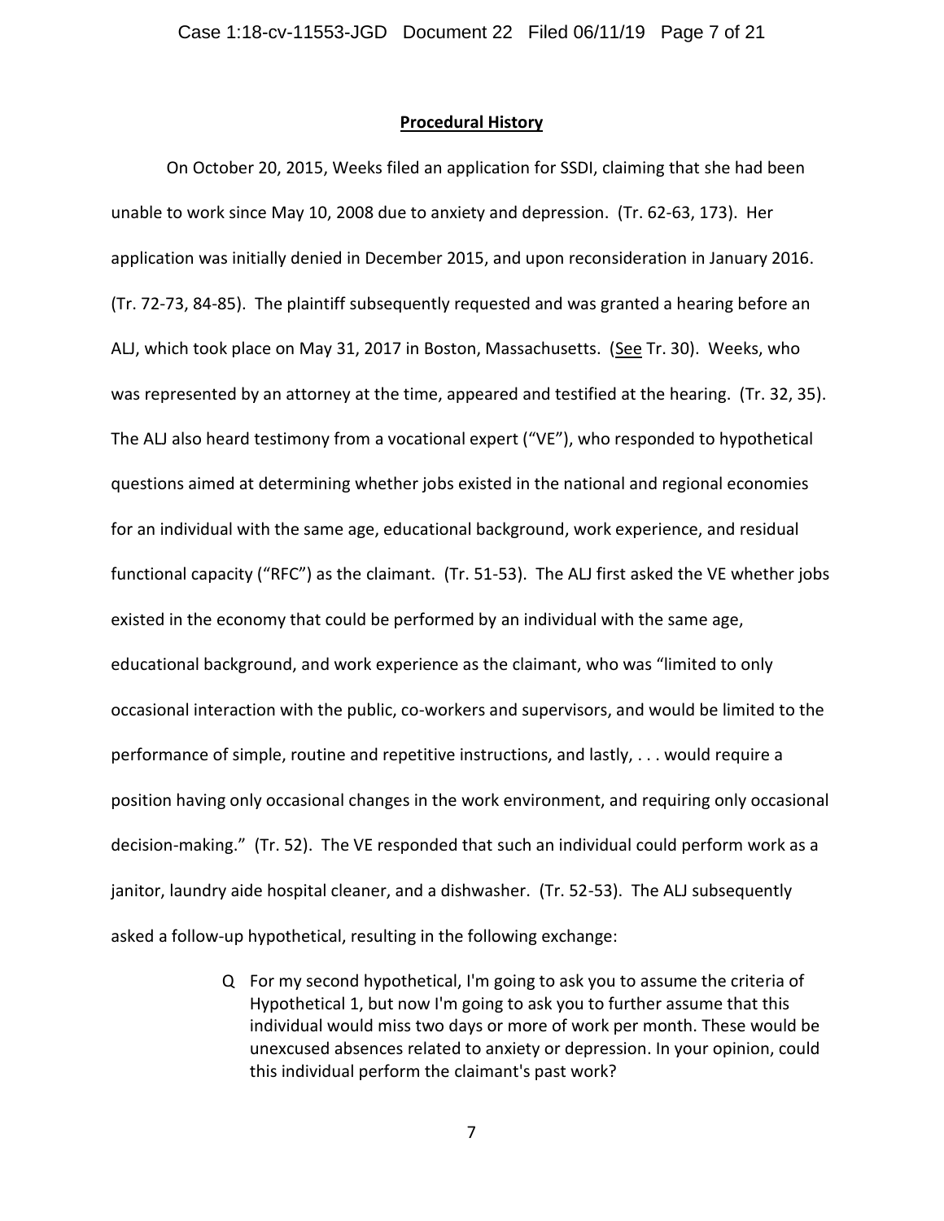## Procedural History

On October 20, 2015, Weeks filed an application for SSDI, claiming that she had been unable to work since May 10, 2008 due to anxiety and depression. (Tr. 62-63, 173). Her application was initially denied in December 2015, and upon reconsideration in January 2016. (Tr. 72-73, 84-85). The plaintiff subsequently requested and was granted a hearing before an ALJ, which took place on May 31, 2017 in Boston, Massachusetts. (See Tr. 30). Weeks, who was represented by an attorney at the time, appeared and testified at the hearing. (Tr. 32, 35). The ALJ also heard testimony from a vocational expert ("VE"), who responded to hypothetical questions aimed at determining whether jobs existed in the national and regional economies for an individual with the same age, educational background, work experience, and residual functional capacity ("RFC") as the claimant. (Tr. 51-53). The ALJ first asked the VE whether jobs existed in the economy that could be performed by an individual with the same age, educational background, and work experience as the claimant, who was "limited to only occasional interaction with the public, co-workers and supervisors, and would be limited to the performance of simple, routine and repetitive instructions, and lastly, . . . would require a position having only occasional changes in the work environment, and requiring only occasional decision-making." (Tr. 52). The VE responded that such an individual could perform work as a janitor, laundry aide hospital cleaner, and a dishwasher. (Tr. 52-53). The ALJ subsequently asked a follow-up hypothetical, resulting in the following exchange:

> Q For my second hypothetical, I'm going to ask you to assume the criteria of Hypothetical 1, but now I'm going to ask you to further assume that this individual would miss two days or more of work per month. These would be unexcused absences related to anxiety or depression. In your opinion, could this individual perform the claimant's past work?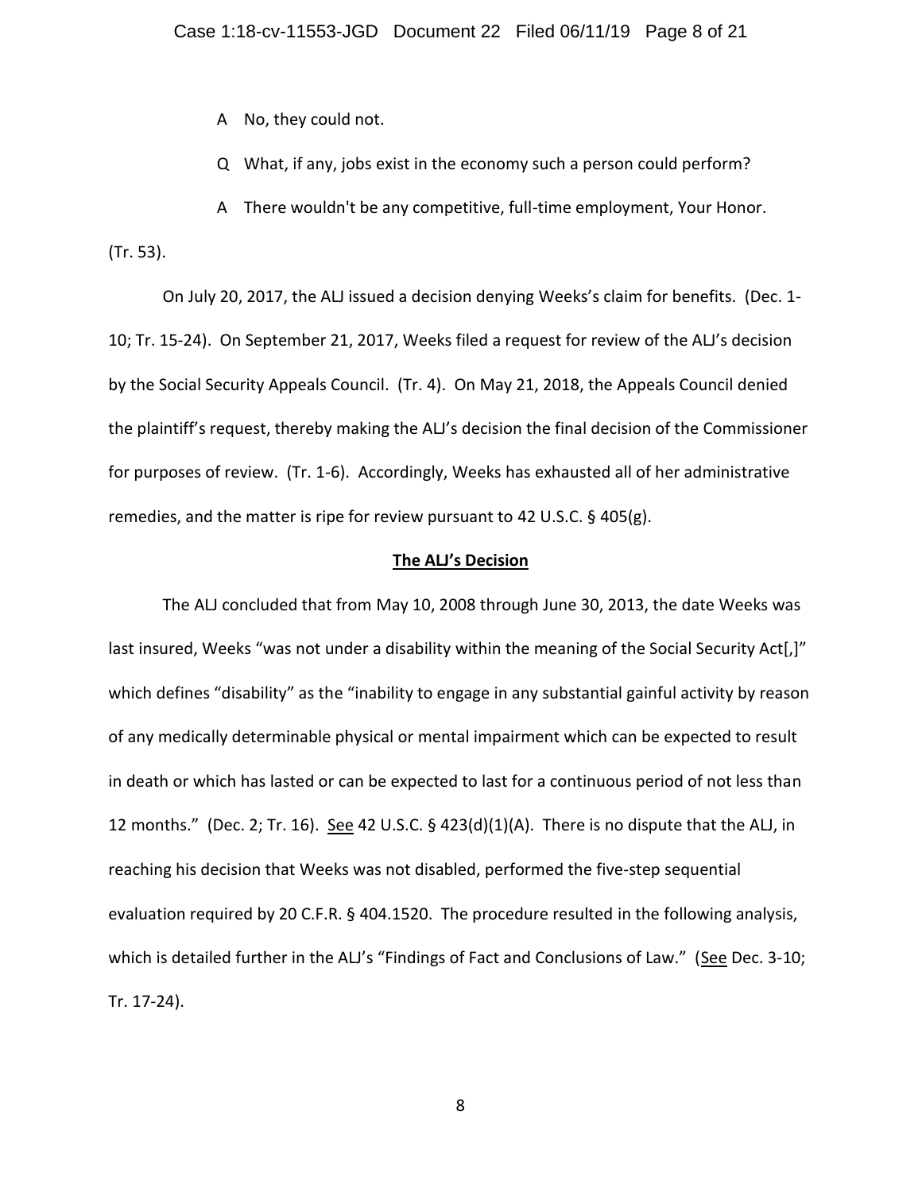A No, they could not.

Q What, if any, jobs exist in the economy such a person could perform?

A There wouldn't be any competitive, full-time employment, Your Honor.

(Tr. 53).

On July 20, 2017, the ALJ issued a decision denying Weeks's claim for benefits. (Dec. 1-10; Tr. 15-24). On September 21, 2017, Weeks filed a request for review of the ALJ's decision by the Social Security Appeals Council. (Tr. 4). On May 21, 2018, the Appeals Council denied the plaintiff's request, thereby making the ALJ's decision the final decision of the Commissioner for purposes of review. (Tr. 1-6). Accordingly, Weeks has exhausted all of her administrative remedies, and the matter is ripe for review pursuant to 42 U.S.C. § 405(g).

## **The ALJ's Decision**

The ALJ concluded that from May 10, 2008 through June 30, 2013, the date Weeks was last insured, Weeks "was not under a disability within the meaning of the Social Security Act[,]" which defines "disability" as the "inability to engage in any substantial gainful activity by reason of any medically determinable physical or mental impairment which can be expected to result in death or which has lasted or can be expected to last for a continuous period of not less than 12 months." (Dec. 2; Tr. 16). See 42 U.S.C. § 423(d)(1)(A). There is no dispute that the ALJ, in reaching his decision that Weeks was not disabled, performed the five-step sequential evaluation required by 20 C.F.R. § 404.1520. The procedure resulted in the following analysis, which is detailed further in the ALJ's "Findings of Fact and Conclusions of Law." (See Dec. 3-10; Tr. 17-24).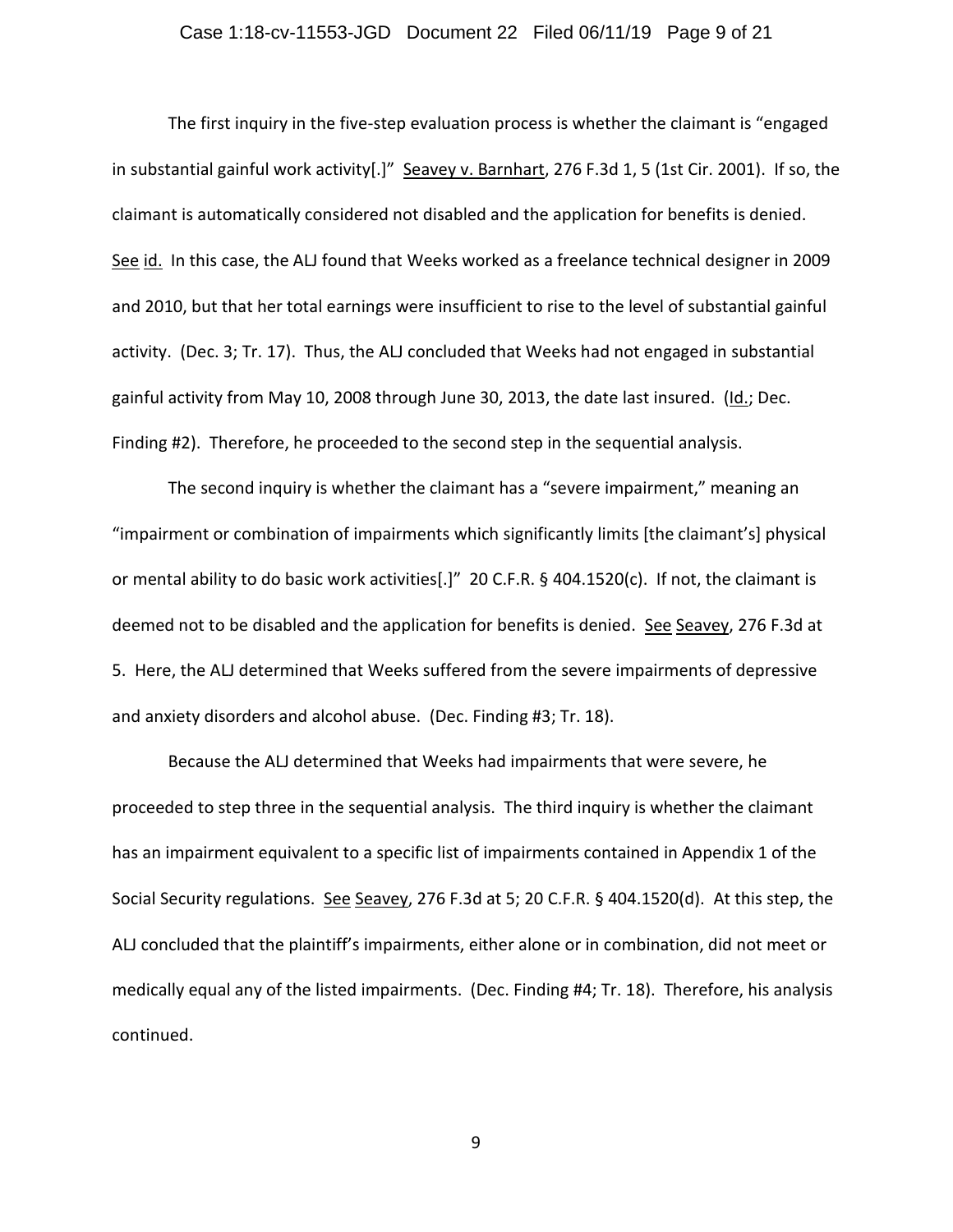The first inquiry in the five-step evaluation process is whether the claimant is "engaged in substantial gainful work activity[.]" Seavey v. Barnhart, 276 F.3d 1, 5 (1st Cir. 2001). If so, the claimant is automatically considered not disabled and the application for benefits is denied. See id. In this case, the ALJ found that Weeks worked as a freelance technical designer in 2009 and 2010, but that her total earnings were insufficient to rise to the level of substantial gainful activity. (Dec. 3; Tr. 17). Thus, the ALJ concluded that Weeks had not engaged in substantial gainful activity from May 10, 2008 through June 30, 2013, the date last insured. (Id.; Dec. Finding #2). Therefore, he proceeded to the second step in the sequential analysis.

The second inquiry is whether the claimant has a "severe impairment," meaning an "impairment or combination of impairments which significantly limits [the claimant's] physical or mental ability to do basic work activities[.]" 20 C.F.R. § 404.1520(c). If not, the claimant is deemed not to be disabled and the application for benefits is denied. See Seavey, 276 F.3d at 5. Here, the ALJ determined that Weeks suffered from the severe impairments of depressive and anxiety disorders and alcohol abuse. (Dec. Finding #3; Tr. 18).

Because the ALJ determined that Weeks had impairments that were severe, he proceeded to step three in the sequential analysis. The third inquiry is whether the claimant has an impairment equivalent to a specific list of impairments contained in Appendix 1 of the Social Security regulations. See Seavey, 276 F.3d at 5; 20 C.F.R. § 404.1520(d). At this step, the ALJ concluded that the plaintiff's impairments, either alone or in combination, did not meet or medically equal any of the listed impairments. (Dec. Finding #4; Tr. 18). Therefore, his analysis continued.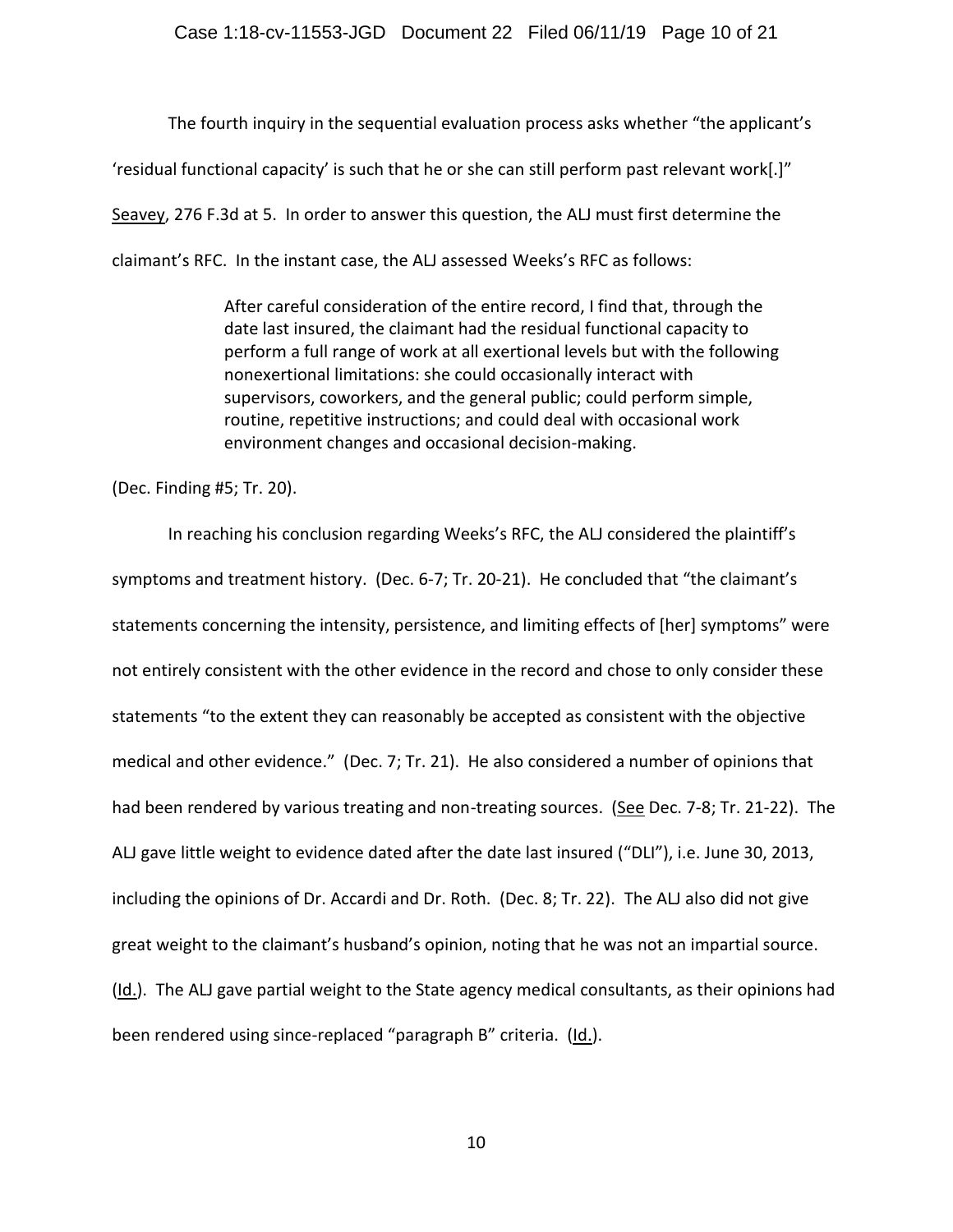The fourth inquiry in the sequential evaluation process asks whether "the applicant's 'residual functional capacity' is such that he or she can still perform past relevant work[.]" Seavey, 276 F.3d at 5. In order to answer this question, the ALJ must first determine the claimant's RFC. In the instant case, the ALJ assessed Weeks's RFC as follows:

> After careful consideration of the entire record, I find that, through the date last insured, the claimant had the residual functional capacity to perform a full range of work at all exertional levels but with the following nonexertional limitations: she could occasionally interact with supervisors, coworkers, and the general public; could perform simple, routine, repetitive instructions; and could deal with occasional work environment changes and occasional decision-making.

(Dec. Finding #5; Tr. 20).

In reaching his conclusion regarding Weeks's RFC, the ALJ considered the plaintiff's symptoms and treatment history. (Dec. 6-7; Tr. 20-21). He concluded that "the claimant's statements concerning the intensity, persistence, and limiting effects of [her] symptoms" were not entirely consistent with the other evidence in the record and chose to only consider these statements "to the extent they can reasonably be accepted as consistent with the objective medical and other evidence." (Dec. 7; Tr. 21). He also considered a number of opinions that had been rendered by various treating and non-treating sources. (See Dec. 7-8; Tr. 21-22). The ALJ gave little weight to evidence dated after the date last insured ("DLI"), i.e. June 30, 2013, including the opinions of Dr. Accardi and Dr. Roth. (Dec. 8; Tr. 22). The ALJ also did not give great weight to the claimant's husband's opinion, noting that he was not an impartial source. (Id.). The ALJ gave partial weight to the State agency medical consultants, as their opinions had been rendered using since-replaced "paragraph B" criteria. (Id.).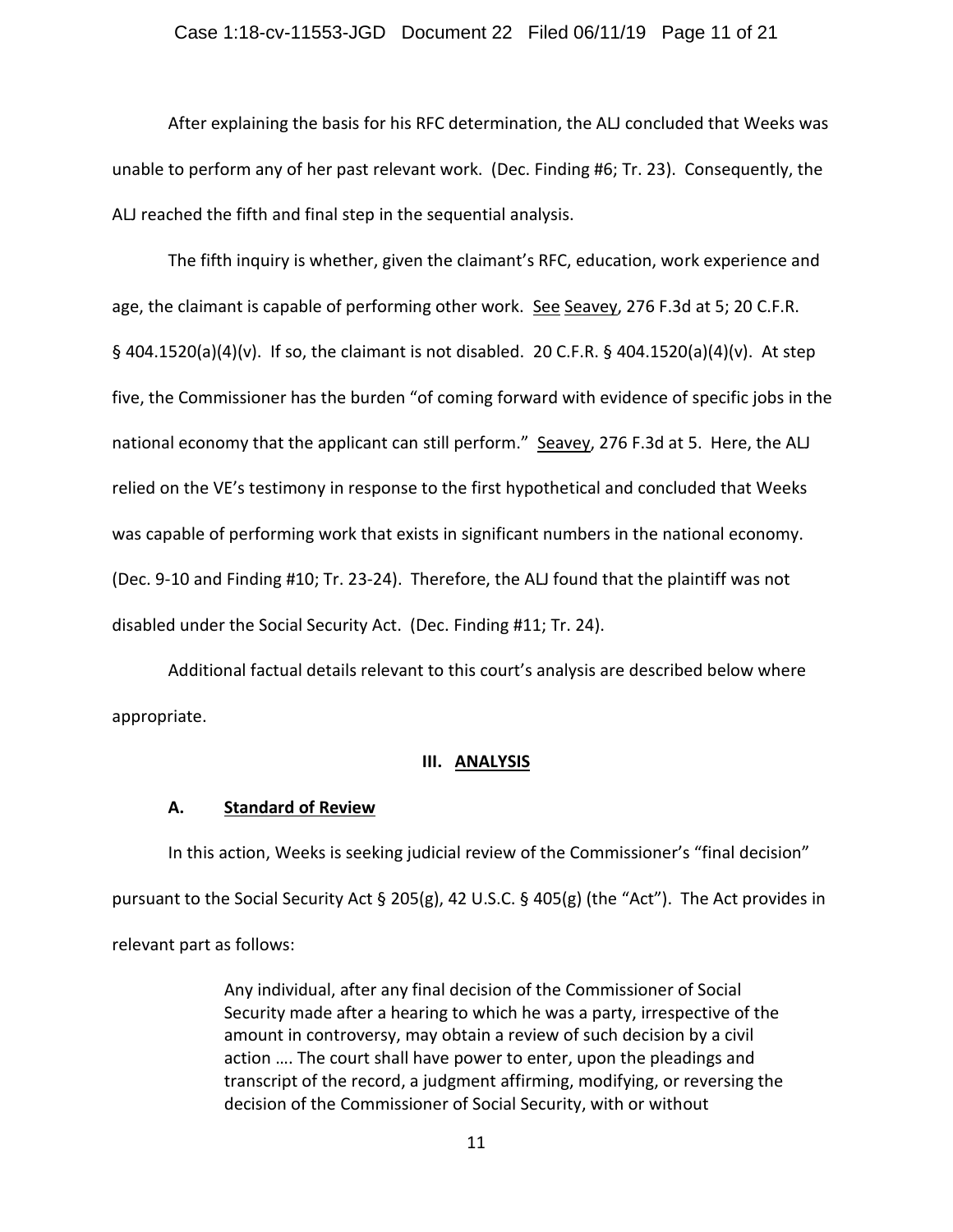After explaining the basis for his RFC determination, the ALJ concluded that Weeks was unable to perform any of her past relevant work. (Dec. Finding #6; Tr. 23). Consequently, the ALJ reached the fifth and final step in the sequential analysis.

The fifth inquiry is whether, given the claimant's RFC, education, work experience and age, the claimant is capable of performing other work. See Seavey, 276 F.3d at 5; 20 C.F.R. § 404.1520(a)(4)(v). If so, the claimant is not disabled. 20 C.F.R. § 404.1520(a)(4)(v). At step five, the Commissioner has the burden "of coming forward with evidence of specific jobs in the national economy that the applicant can still perform." Seavey, 276 F.3d at 5. Here, the ALJ relied on the VE's testimony in response to the first hypothetical and concluded that Weeks was capable of performing work that exists in significant numbers in the national economy. (Dec. 9-10 and Finding #10; Tr. 23-24). Therefore, the ALJ found that the plaintiff was not disabled under the Social Security Act. (Dec. Finding #11; Tr. 24).

Additional factual details relevant to this court's analysis are described below where appropriate.

## III. ANALYSIS

### A. Standard of Review

In this action, Weeks is seeking judicial review of the Commissioner's "final decision" pursuant to the Social Security Act § 205(g), 42 U.S.C. § 405(g) (the "Act"). The Act provides in relevant part as follows:

> Any individual, after any final decision of the Commissioner of Social Security made after a hearing to which he was a party, irrespective of the amount in controversy, may obtain a review of such decision by a civil action …. The court shall have power to enter, upon the pleadings and transcript of the record, a judgment affirming, modifying, or reversing the decision of the Commissioner of Social Security, with or without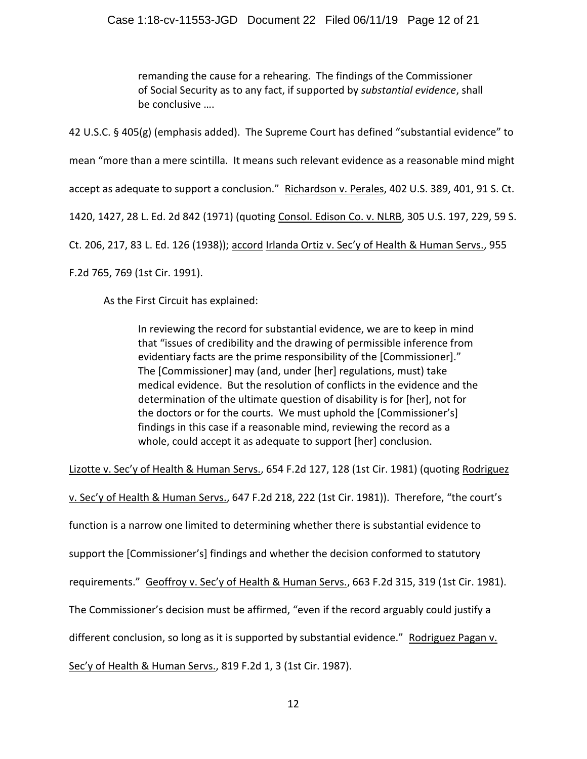> remanding the cause for a rehearing. The findings of the Commissioner of Social Security as to any fact, if supported by *substantial evidence*, shall be conclusive ….

42 U.S.C. § 405(g) (emphasis added). The Supreme Court has defined "substantial evidence" to mean "more than a mere scintilla. It means such relevant evidence as a reasonable mind might accept as adequate to support a conclusion." Richardson v. Perales, 402 U.S. 389, 401, 91 S. Ct. 1420, 1427, 28 L. Ed. 2d 842 (1971) (quoting Consol. Edison Co. v. NLRB, 305 U.S. 197, 229, 59 S. Ct. 206, 217, 83 L. Ed. 126 (1938)); accord Irlanda Ortiz v. Sec'y of Health & Human Servs., 955 F.2d 765, 769 (1st Cir. 1991).

As the First Circuit has explained:

> In reviewing the record for substantial evidence, we are to keep in mind that "issues of credibility and the drawing of permissible inference from evidentiary facts are the prime responsibility of the [Commissioner]." The [Commissioner] may (and, under [her] regulations, must) take medical evidence. But the resolution of conflicts in the evidence and the determination of the ultimate question of disability is for [her], not for the doctors or for the courts. We must uphold the [Commissioner's] findings in this case if a reasonable mind, reviewing the record as a whole, could accept it as adequate to support [her] conclusion.

Lizotte v. Sec'y of Health & Human Servs., 654 F.2d 127, 128 (1st Cir. 1981) (quoting Rodriguez v. Sec'y of Health & Human Servs., 647 F.2d 218, 222 (1st Cir. 1981)). Therefore, "the court's function is a narrow one limited to determining whether there is substantial evidence to support the [Commissioner's] findings and whether the decision conformed to statutory requirements." Geoffroy v. Sec'y of Health & Human Servs., 663 F.2d 315, 319 (1st Cir. 1981). The Commissioner's decision must be affirmed, "even if the record arguably could justify a different conclusion, so long as it is supported by substantial evidence." Rodriguez Pagan v. Sec'y of Health & Human Servs., 819 F.2d 1, 3 (1st Cir. 1987).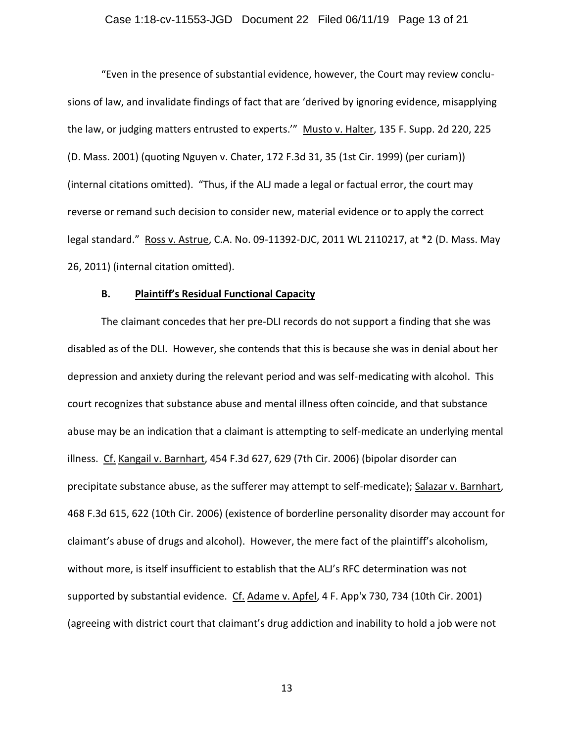"Even in the presence of substantial evidence, however, the Court may review conclusions of law, and invalidate findings of fact that are 'derived by ignoring evidence, misapplying the law, or judging matters entrusted to experts.'" Musto v. Halter, 135 F. Supp. 2d 220, 225 (D. Mass. 2001) (quoting Nguyen v. Chater, 172 F.3d 31, 35 (1st Cir. 1999) (per curiam)) (internal citations omitted). "Thus, if the ALJ made a legal or factual error, the court may reverse or remand such decision to consider new, material evidence or to apply the correct legal standard." Ross v. Astrue, C.A. No. 09-11392-DJC, 2011 WL 2110217, at *2 (D. Mass. May 26, 2011) (internal citation omitted).

### B. Plaintiff's Residual Functional Capacity

The claimant concedes that her pre-DLI records do not support a finding that she was disabled as of the DLI. However, she contends that this is because she was in denial about her depression and anxiety during the relevant period and was self-medicating with alcohol. This court recognizes that substance abuse and mental illness often coincide, and that substance abuse may be an indication that a claimant is attempting to self-medicate an underlying mental illness. Cf. Kangail v. Barnhart, 454 F.3d 627, 629 (7th Cir. 2006) (bipolar disorder can precipitate substance abuse, as the sufferer may attempt to self-medicate); Salazar v. Barnhart, 468 F.3d 615, 622 (10th Cir. 2006) (existence of borderline personality disorder may account for claimant's abuse of drugs and alcohol). However, the mere fact of the plaintiff's alcoholism, without more, is itself insufficient to establish that the ALJ's RFC determination was not supported by substantial evidence. Cf. Adame v. Apfel, 4 F. App'x 730, 734 (10th Cir. 2001) (agreeing with district court that claimant's drug addiction and inability to hold a job were not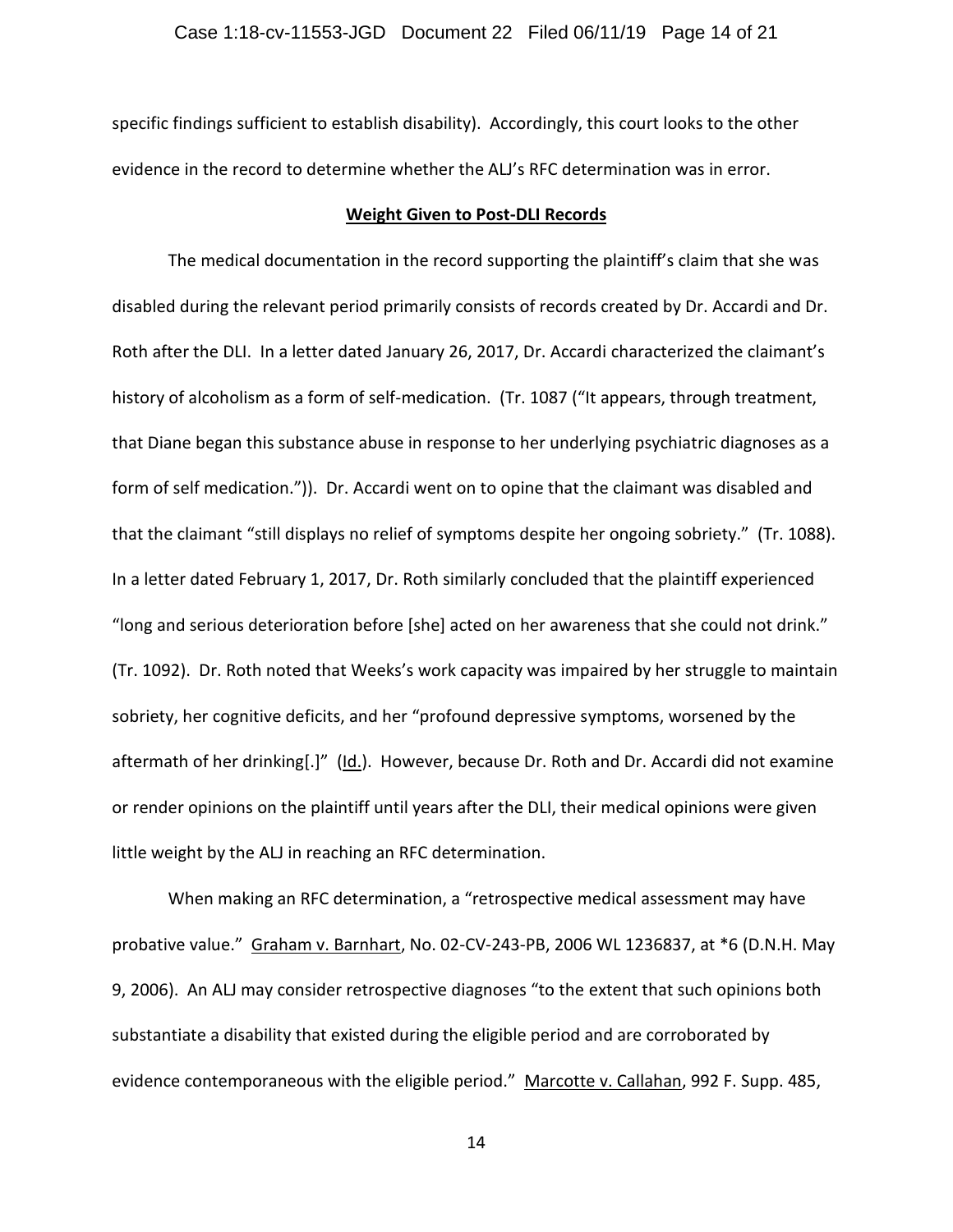specific findings sufficient to establish disability). Accordingly, this court looks to the other evidence in the record to determine whether the ALJ's RFC determination was in error.

## **Weight Given to Post-DLI Records**

The medical documentation in the record supporting the plaintiff's claim that she was disabled during the relevant period primarily consists of records created by Dr. Accardi and Dr. Roth after the DLI. In a letter dated January 26, 2017, Dr. Accardi characterized the claimant's history of alcoholism as a form of self-medication. (Tr. 1087 ("It appears, through treatment, that Diane began this substance abuse in response to her underlying psychiatric diagnoses as a form of self medication.")). Dr. Accardi went on to opine that the claimant was disabled and that the claimant "still displays no relief of symptoms despite her ongoing sobriety." (Tr. 1088). In a letter dated February 1, 2017, Dr. Roth similarly concluded that the plaintiff experienced "long and serious deterioration before [she] acted on her awareness that she could not drink." (Tr. 1092). Dr. Roth noted that Weeks's work capacity was impaired by her struggle to maintain sobriety, her cognitive deficits, and her "profound depressive symptoms, worsened by the aftermath of her drinking[.]" (Id.). However, because Dr. Roth and Dr. Accardi did not examine or render opinions on the plaintiff until years after the DLI, their medical opinions were given little weight by the ALJ in reaching an RFC determination.

When making an RFC determination, a "retrospective medical assessment may have probative value." Graham v. Barnhart, No. 02-CV-243-PB, 2006 WL 1236837, at *6 (D.N.H. May 9, 2006). An ALJ may consider retrospective diagnoses "to the extent that such opinions both substantiate a disability that existed during the eligible period and are corroborated by evidence contemporaneous with the eligible period." Marcotte v. Callahan, 992 F. Supp. 485,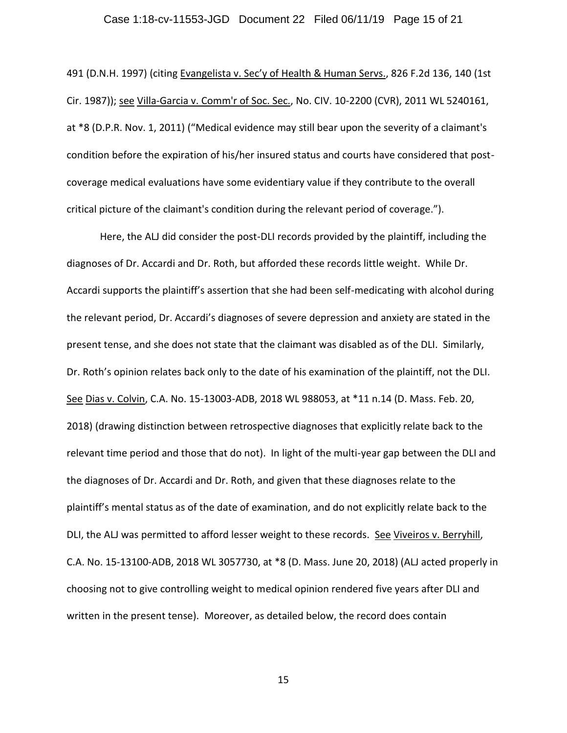491 (D.N.H. 1997) (citing Evangelista v. Sec'y of Health & Human Servs., 826 F.2d 136, 140 (1st Cir. 1987)); see Villa-Garcia v. Comm'r of Soc. Sec., No. CIV. 10-2200 (CVR), 2011 WL 5240161, at *8 (D.P.R. Nov. 1, 2011) ("Medical evidence may still bear upon the severity of a claimant's condition before the expiration of his/her insured status and courts have considered that post-coverage medical evaluations have some evidentiary value if they contribute to the overall critical picture of the claimant's condition during the relevant period of coverage.").

Here, the ALJ did consider the post-DLI records provided by the plaintiff, including the diagnoses of Dr. Accardi and Dr. Roth, but afforded these records little weight. While Dr. Accardi supports the plaintiff's assertion that she had been self-medicating with alcohol during the relevant period, Dr. Accardi's diagnoses of severe depression and anxiety are stated in the present tense, and she does not state that the claimant was disabled as of the DLI. Similarly, Dr. Roth's opinion relates back only to the date of his examination of the plaintiff, not the DLI. See Dias v. Colvin, C.A. No. 15-13003-ADB, 2018 WL 988053, at *11 n.14 (D. Mass. Feb. 20, 2018) (drawing distinction between retrospective diagnoses that explicitly relate back to the relevant time period and those that do not). In light of the multi-year gap between the DLI and the diagnoses of Dr. Accardi and Dr. Roth, and given that these diagnoses relate to the plaintiff's mental status as of the date of examination, and do not explicitly relate back to the DLI, the ALJ was permitted to afford lesser weight to these records. See Viveiros v. Berryhill, C.A. No. 15-13100-ADB, 2018 WL 3057730, at *8 (D. Mass. June 20, 2018) (ALJ acted properly in choosing not to give controlling weight to medical opinion rendered five years after DLI and written in the present tense). Moreover, as detailed below, the record does contain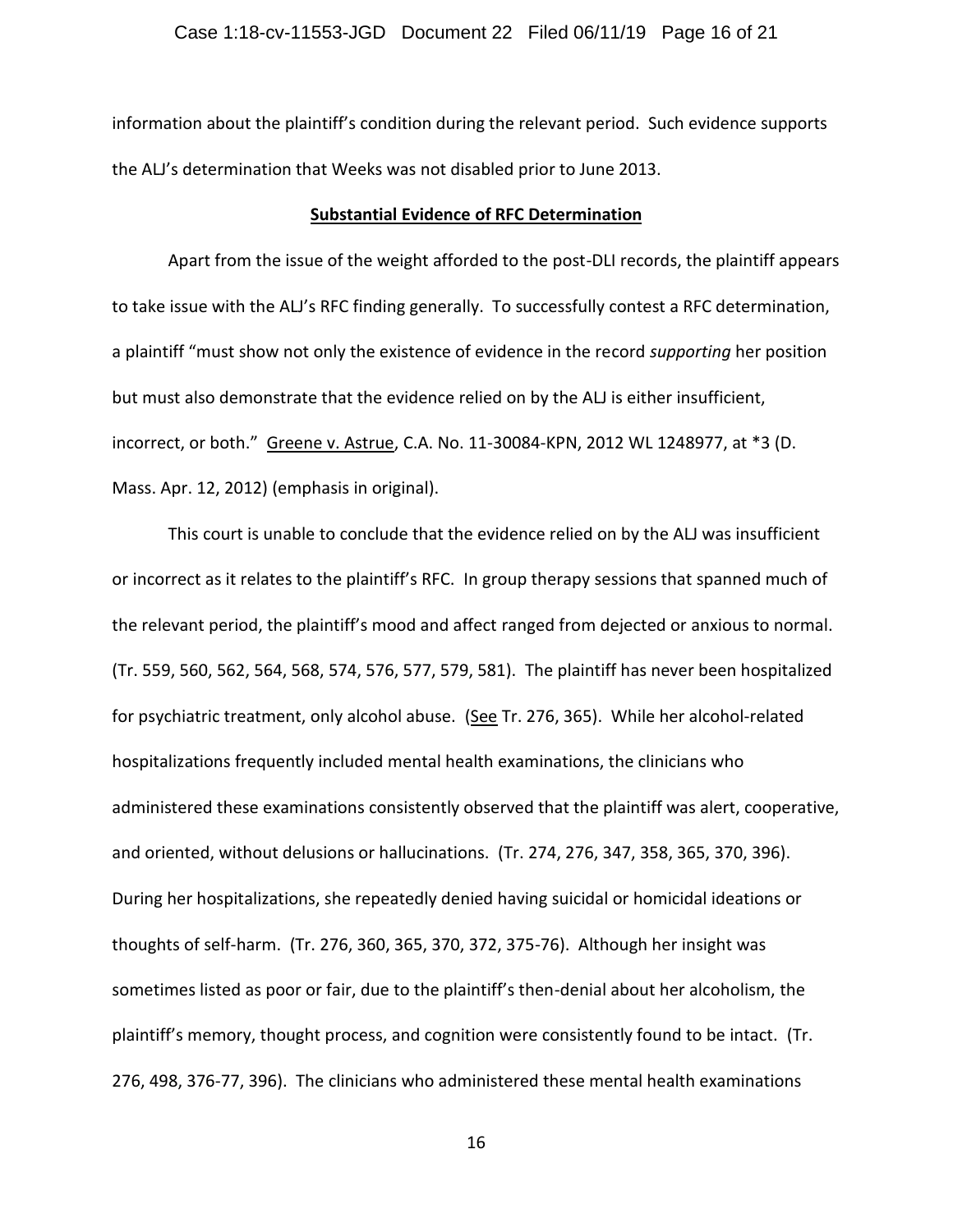information about the plaintiff's condition during the relevant period. Such evidence supports the ALJ's determination that Weeks was not disabled prior to June 2013.

**Substantial Evidence of RFC Determination**

Apart from the issue of the weight afforded to the post-DLI records, the plaintiff appears to take issue with the ALJ's RFC finding generally. To successfully contest a RFC determination, a plaintiff "must show not only the existence of evidence in the record *supporting* her position but must also demonstrate that the evidence relied on by the ALJ is either insufficient, incorrect, or both." Greene v. Astrue, C.A. No. 11-30084-KPN, 2012 WL 1248977, at *3 (D. Mass. Apr. 12, 2012) (emphasis in original).

This court is unable to conclude that the evidence relied on by the ALJ was insufficient or incorrect as it relates to the plaintiff's RFC. In group therapy sessions that spanned much of the relevant period, the plaintiff's mood and affect ranged from dejected or anxious to normal. (Tr. 559, 560, 562, 564, 568, 574, 576, 577, 579, 581). The plaintiff has never been hospitalized for psychiatric treatment, only alcohol abuse. (See Tr. 276, 365). While her alcohol-related hospitalizations frequently included mental health examinations, the clinicians who administered these examinations consistently observed that the plaintiff was alert, cooperative, and oriented, without delusions or hallucinations. (Tr. 274, 276, 347, 358, 365, 370, 396). During her hospitalizations, she repeatedly denied having suicidal or homicidal ideations or thoughts of self-harm. (Tr. 276, 360, 365, 370, 372, 375-76). Although her insight was sometimes listed as poor or fair, due to the plaintiff's then-denial about her alcoholism, the plaintiff's memory, thought process, and cognition were consistently found to be intact. (Tr. 276, 498, 376-77, 396). The clinicians who administered these mental health examinations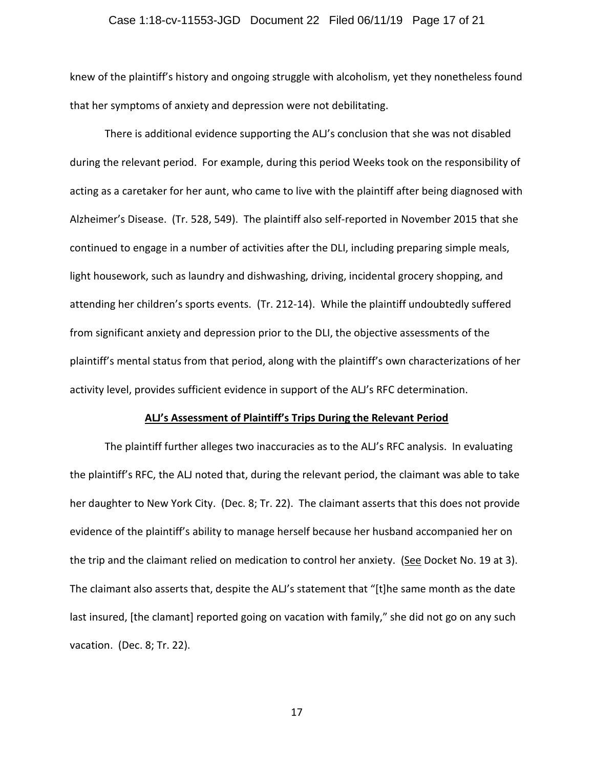knew of the plaintiff's history and ongoing struggle with alcoholism, yet they nonetheless found that her symptoms of anxiety and depression were not debilitating.

There is additional evidence supporting the ALJ's conclusion that she was not disabled during the relevant period. For example, during this period Weeks took on the responsibility of acting as a caretaker for her aunt, who came to live with the plaintiff after being diagnosed with Alzheimer's Disease. (Tr. 528, 549). The plaintiff also self-reported in November 2015 that she continued to engage in a number of activities after the DLI, including preparing simple meals, light housework, such as laundry and dishwashing, driving, incidental grocery shopping, and attending her children's sports events. (Tr. 212-14). While the plaintiff undoubtedly suffered from significant anxiety and depression prior to the DLI, the objective assessments of the plaintiff's mental status from that period, along with the plaintiff's own characterizations of her activity level, provides sufficient evidence in support of the ALJ's RFC determination.

**<u>ALJ's Assessment of Plaintiff's Trips During the Relevant Period</u>**

The plaintiff further alleges two inaccuracies as to the ALJ's RFC analysis. In evaluating the plaintiff's RFC, the ALJ noted that, during the relevant period, the claimant was able to take her daughter to New York City. (Dec. 8; Tr. 22). The claimant asserts that this does not provide evidence of the plaintiff's ability to manage herself because her husband accompanied her on the trip and the claimant relied on medication to control her anxiety. (<u>See</u> Docket No. 19 at 3). The claimant also asserts that, despite the ALJ's statement that "[t]he same month as the date last insured, [the clamant] reported going on vacation with family," she did not go on any such vacation. (Dec. 8; Tr. 22).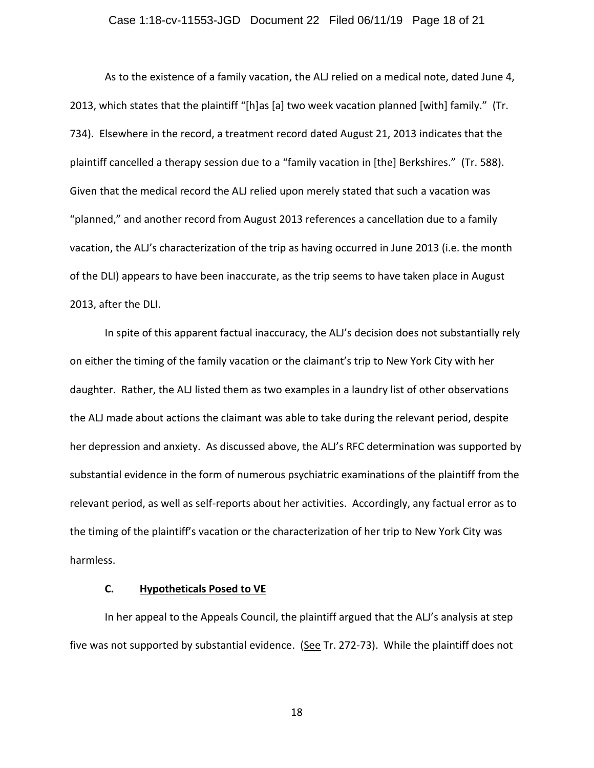As to the existence of a family vacation, the ALJ relied on a medical note, dated June 4, 2013, which states that the plaintiff "[h]as [a] two week vacation planned [with] family." (Tr. 734). Elsewhere in the record, a treatment record dated August 21, 2013 indicates that the plaintiff cancelled a therapy session due to a "family vacation in [the] Berkshires." (Tr. 588). Given that the medical record the ALJ relied upon merely stated that such a vacation was "planned," and another record from August 2013 references a cancellation due to a family vacation, the ALJ's characterization of the trip as having occurred in June 2013 (i.e. the month of the DLI) appears to have been inaccurate, as the trip seems to have taken place in August 2013, after the DLI.

In spite of this apparent factual inaccuracy, the ALJ's decision does not substantially rely on either the timing of the family vacation or the claimant's trip to New York City with her daughter. Rather, the ALJ listed them as two examples in a laundry list of other observations the ALJ made about actions the claimant was able to take during the relevant period, despite her depression and anxiety. As discussed above, the ALJ's RFC determination was supported by substantial evidence in the form of numerous psychiatric examinations of the plaintiff from the relevant period, as well as self-reports about her activities. Accordingly, any factual error as to the timing of the plaintiff's vacation or the characterization of her trip to New York City was harmless.

### C. Hypotheticals Posed to VE

In her appeal to the Appeals Council, the plaintiff argued that the ALJ's analysis at step five was not supported by substantial evidence. (See Tr. 272-73). While the plaintiff does not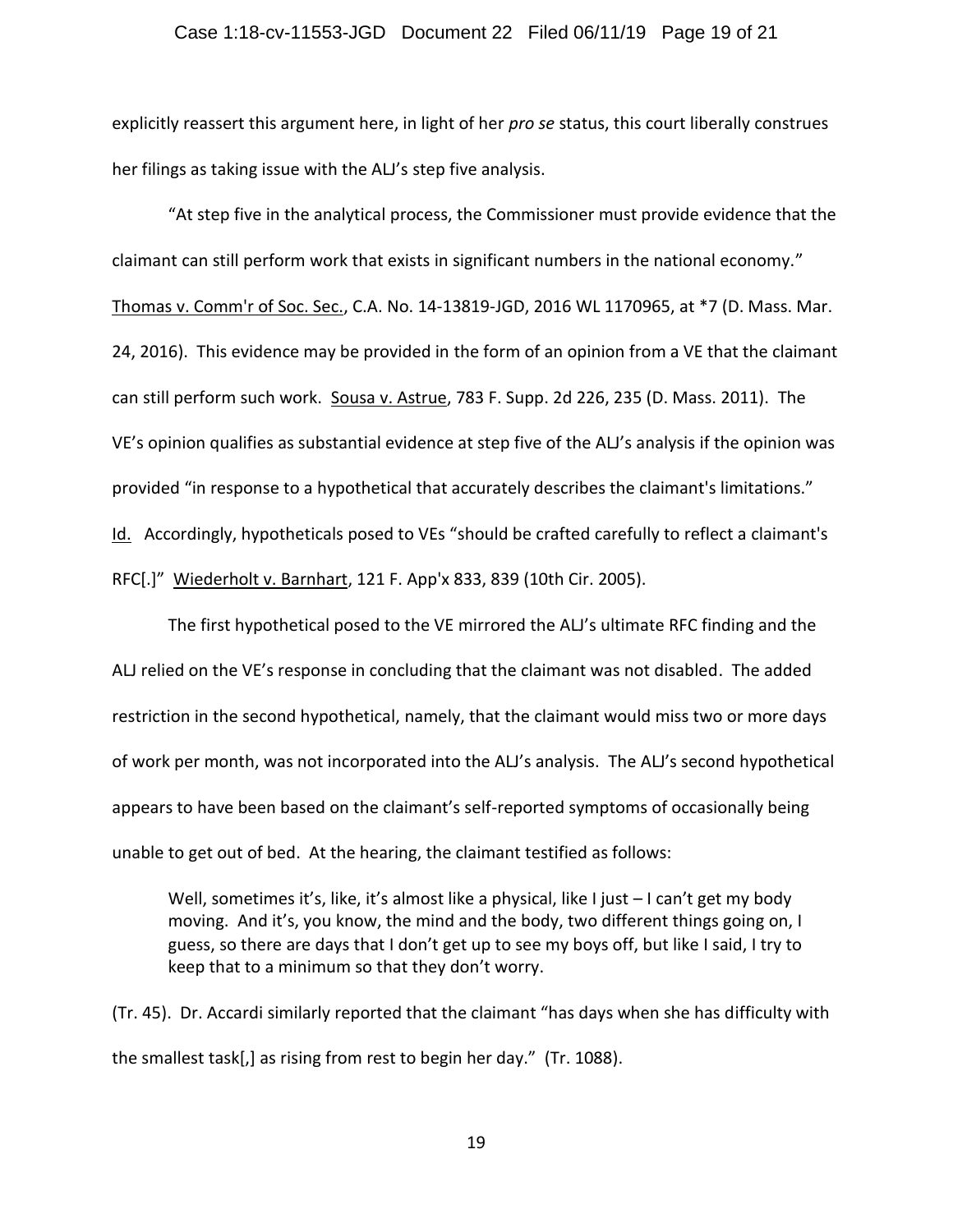explicitly reassert this argument here, in light of her *pro se* status, this court liberally construes her filings as taking issue with the ALJ's step five analysis.

"At step five in the analytical process, the Commissioner must provide evidence that the claimant can still perform work that exists in significant numbers in the national economy." Thomas v. Comm'r of Soc. Sec., C.A. No. 14-13819-JGD, 2016 WL 1170965, at *7 (D. Mass. Mar. 24, 2016). This evidence may be provided in the form of an opinion from a VE that the claimant can still perform such work. Sousa v. Astrue, 783 F. Supp. 2d 226, 235 (D. Mass. 2011). The VE's opinion qualifies as substantial evidence at step five of the ALJ's analysis if the opinion was provided "in response to a hypothetical that accurately describes the claimant's limitations." Id. Accordingly, hypotheticals posed to VEs "should be crafted carefully to reflect a claimant's RFC[.]" Wiederholt v. Barnhart, 121 F. App'x 833, 839 (10th Cir. 2005).

The first hypothetical posed to the VE mirrored the ALJ's ultimate RFC finding and the ALJ relied on the VE's response in concluding that the claimant was not disabled. The added restriction in the second hypothetical, namely, that the claimant would miss two or more days of work per month, was not incorporated into the ALJ's analysis. The ALJ's second hypothetical appears to have been based on the claimant's self-reported symptoms of occasionally being unable to get out of bed. At the hearing, the claimant testified as follows:

> Well, sometimes it's, like, it's almost like a physical, like I just – I can't get my body moving. And it's, you know, the mind and the body, two different things going on, I guess, so there are days that I don't get up to see my boys off, but like I said, I try to keep that to a minimum so that they don't worry.

(Tr. 45). Dr. Accardi similarly reported that the claimant "has days when she has difficulty with the smallest task[,] as rising from rest to begin her day." (Tr. 1088).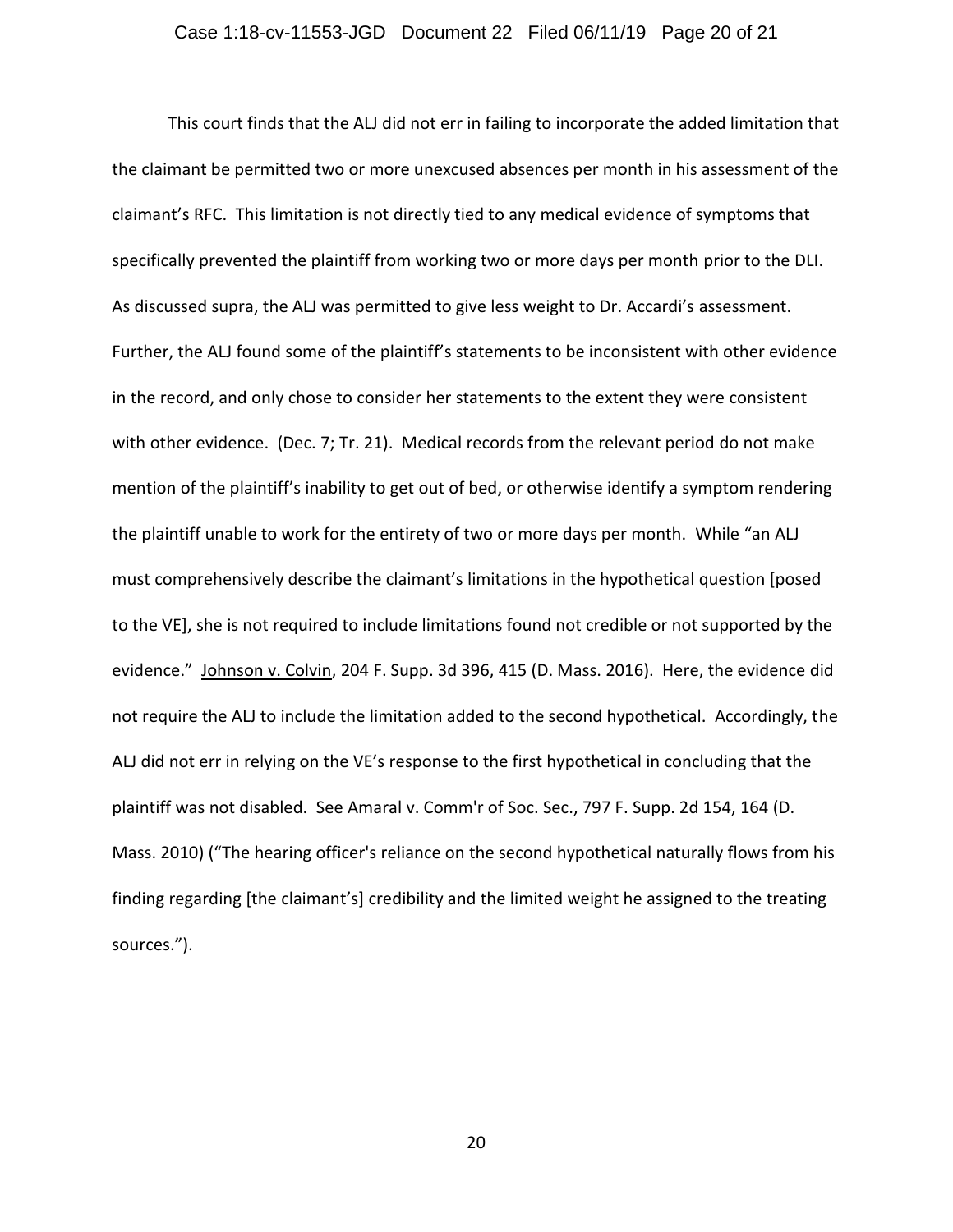This court finds that the ALJ did not err in failing to incorporate the added limitation that the claimant be permitted two or more unexcused absences per month in his assessment of the claimant's RFC. This limitation is not directly tied to any medical evidence of symptoms that specifically prevented the plaintiff from working two or more days per month prior to the DLI. As discussed supra, the ALJ was permitted to give less weight to Dr. Accardi's assessment. Further, the ALJ found some of the plaintiff's statements to be inconsistent with other evidence in the record, and only chose to consider her statements to the extent they were consistent with other evidence. (Dec. 7; Tr. 21). Medical records from the relevant period do not make mention of the plaintiff's inability to get out of bed, or otherwise identify a symptom rendering the plaintiff unable to work for the entirety of two or more days per month. While "an ALJ must comprehensively describe the claimant's limitations in the hypothetical question [posed to the VE], she is not required to include limitations found not credible or not supported by the evidence." Johnson v. Colvin, 204 F. Supp. 3d 396, 415 (D. Mass. 2016). Here, the evidence did not require the ALJ to include the limitation added to the second hypothetical. Accordingly, the ALJ did not err in relying on the VE's response to the first hypothetical in concluding that the plaintiff was not disabled. See Amaral v. Comm'r of Soc. Sec., 797 F. Supp. 2d 154, 164 (D. Mass. 2010) ("The hearing officer's reliance on the second hypothetical naturally flows from his finding regarding [the claimant's] credibility and the limited weight he assigned to the treating sources.").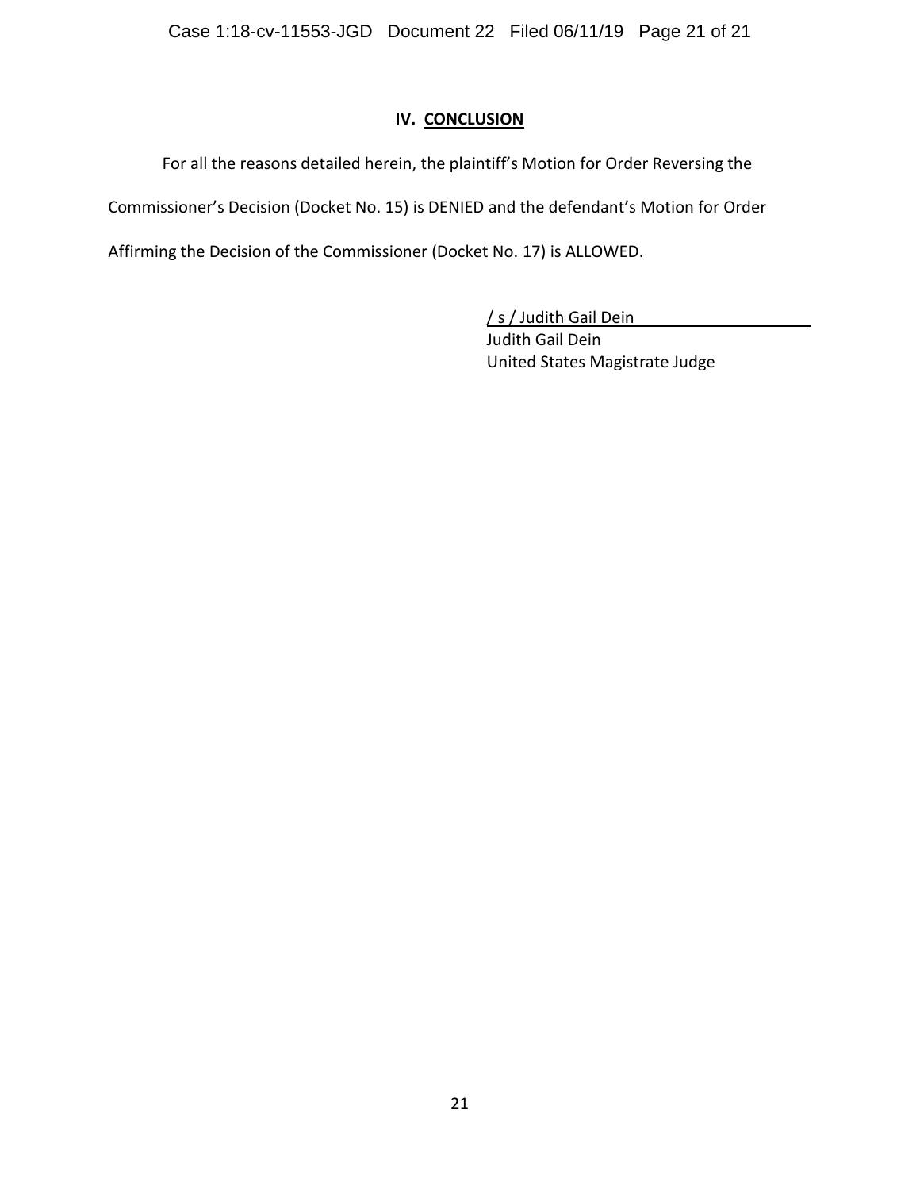## IV. CONCLUSION

For all the reasons detailed herein, the plaintiff's Motion for Order Reversing the Commissioner's Decision (Docket No. 15) is DENIED and the defendant's Motion for Order Affirming the Decision of the Commissioner (Docket No. 17) is ALLOWED.

/ s / Judith Gail Dein
Judith Gail Dein
United States Magistrate Judge